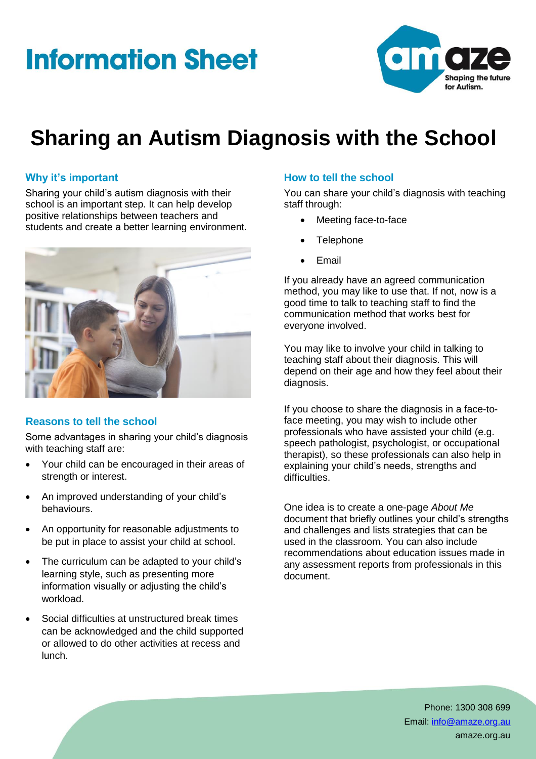# Information Sheet

# Sharing an Autism Diagnosis with the School

## Why it's important

Sharing your child's autism diagnosis with their school is an important step. It can help develop positive relationships between teachers and students and create a better learning environment.

## Reasons to tell the school

Some advantages in sharing your child's diagnosis with teaching staff are:

- Your child can be encouraged in their areas of strength or interest.
- An improved understanding of your child's behaviours.
- An opportunity for reasonable adjustments to be put in place to assist your child at school.
- The curriculum can be adapted to your child's learning style, such as presenting more information visually or adjusting the child's workload.
- Social difficulties at unstructured break times can be acknowledged and the child supported or allowed to do other activities at recess and lunch.

## How to tell the school

You can share your child's diagnosis with teaching staff through:

- Meeting face-to-face
- Telephone
- Email

If you already have an agreed communication method, you may like to use that. If not, now is a good time to talk to teaching staff to find the communication method that works best for everyone involved.

You may like to involve your child in talking to teaching staff about their diagnosis. This will depend on their age and how they feel about their diagnosis.

If you choose to share the diagnosis in a face-to-face meeting, you may wish to include other professionals who have assisted your child (e.g. speech pathologist, psychologist, or occupational therapist), so these professionals can also help in explaining your child's needs, strengths and difficulties.

One idea is to create a one-page *About Me* document that briefly outlines your child's strengths and challenges and lists strategies that can be used in the classroom. You can also include recommendations about education issues made in any assessment reports from professionals in this document.

Phone: 1300 308 699
Email: info@amaze.org.au
amaze.org.au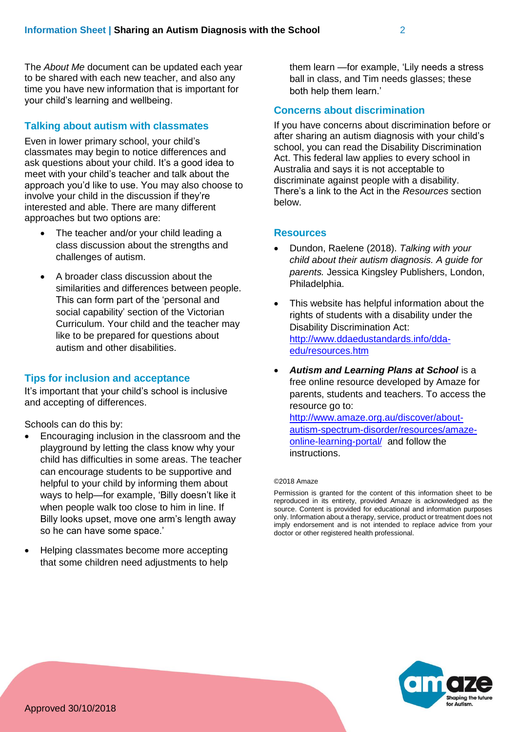The *About Me* document can be updated each year to be shared with each new teacher, and also any time you have new information that is important for your child's learning and wellbeing.

## Talking about autism with classmates

Even in lower primary school, your child's classmates may begin to notice differences and ask questions about your child. It's a good idea to meet with your child's teacher and talk about the approach you'd like to use. You may also choose to involve your child in the discussion if they're interested and able. There are many different approaches but two options are:

- The teacher and/or your child leading a class discussion about the strengths and challenges of autism.
- A broader class discussion about the similarities and differences between people. This can form part of the 'personal and social capability' section of the Victorian Curriculum. Your child and the teacher may like to be prepared for questions about autism and other disabilities.

## Tips for inclusion and acceptance

It's important that your child's school is inclusive and accepting of differences.

Schools can do this by:

- Encouraging inclusion in the classroom and the playground by letting the class know why your child has difficulties in some areas. The teacher can encourage students to be supportive and helpful to your child by informing them about ways to help—for example, 'Billy doesn't like it when people walk too close to him in line. If Billy looks upset, move one arm's length away so he can have some space.'
- Helping classmates become more accepting that some children need adjustments to help them learn —for example, 'Lily needs a stress ball in class, and Tim needs glasses; these both help them learn.'

## Concerns about discrimination

If you have concerns about discrimination before or after sharing an autism diagnosis with your child's school, you can read the Disability Discrimination Act. This federal law applies to every school in Australia and says it is not acceptable to discriminate against people with a disability. There's a link to the Act in the *Resources* section below.

## Resources

- Dundon, Raelene (2018). *Talking with your child about their autism diagnosis. A guide for parents.* Jessica Kingsley Publishers, London, Philadelphia.
- This website has helpful information about the rights of students with a disability under the Disability Discrimination Act: http://www.ddaedustandards.info/dda-edu/resources.htm
- ***Autism and Learning Plans at School*** is a free online resource developed by Amaze for parents, students and teachers. To access the resource go to: http://www.amaze.org.au/discover/about-autism-spectrum-disorder/resources/amaze-online-learning-portal/ and follow the instructions.

©2018 Amaze

Permission is granted for the content of this information sheet to be reproduced in its entirety, provided Amaze is acknowledged as the source. Content is provided for educational and information purposes only. Information about a therapy, service, product or treatment does not imply endorsement and is not intended to replace advice from your doctor or other registered health professional.

Approved 30/10/2018